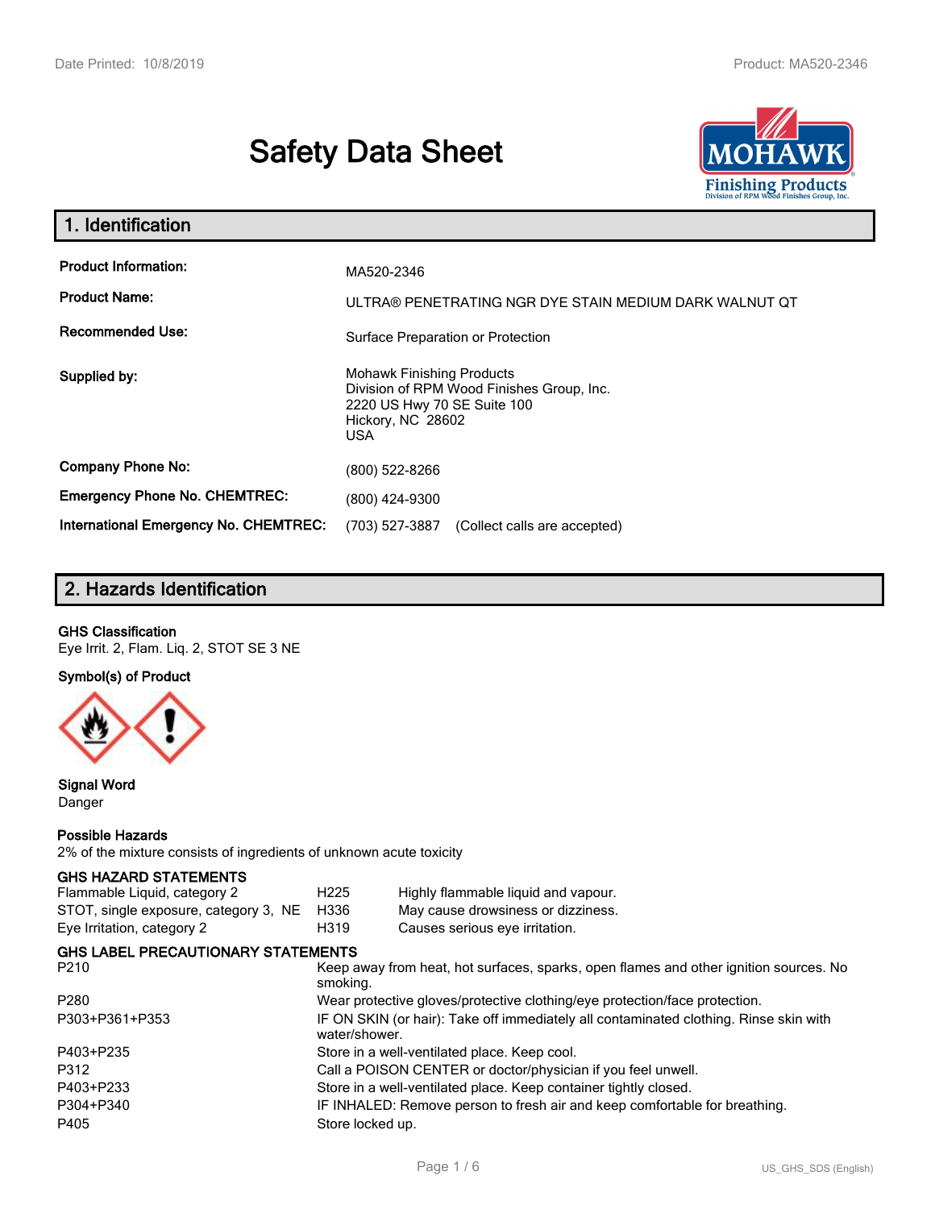# Safety Data Sheet

## 1. Identification

| | |
|---|---|
| **Product Information:** | MA520-2346 |
| **Product Name:** | ULTRA® PENETRATING NGR DYE STAIN MEDIUM DARK WALNUT QT |
| **Recommended Use:** | Surface Preparation or Protection |
| **Supplied by:** | Mohawk Finishing Products<br>Division of RPM Wood Finishes Group, Inc.<br>2220 US Hwy 70 SE Suite 100<br>Hickory, NC 28602<br>USA |
| **Company Phone No:** | (800) 522-8266 |
| **Emergency Phone No. CHEMTREC:** | (800) 424-9300 |
| **International Emergency No. CHEMTREC:** | (703) 527-3887 (Collect calls are accepted) |

## 2. Hazards Identification

**GHS Classification**

Eye Irrit. 2, Flam. Liq. 2, STOT SE 3 NE

**Symbol(s) of Product**

**Signal Word**

Danger

**Possible Hazards**

2% of the mixture consists of ingredients of unknown acute toxicity

**GHS HAZARD STATEMENTS**

| | | |
|---|---|---|
| Flammable Liquid, category 2 | H225 | Highly flammable liquid and vapour. |
| STOT, single exposure, category 3, NE | H336 | May cause drowsiness or dizziness. |
| Eye Irritation, category 2 | H319 | Causes serious eye irritation. |

**GHS LABEL PRECAUTIONARY STATEMENTS**

| | |
|---|---|
| P210 | Keep away from heat, hot surfaces, sparks, open flames and other ignition sources. No smoking. |
| P280 | Wear protective gloves/protective clothing/eye protection/face protection. |
| P303+P361+P353 | IF ON SKIN (or hair): Take off immediately all contaminated clothing. Rinse skin with water/shower. |
| P403+P235 | Store in a well-ventilated place. Keep cool. |
| P312 | Call a POISON CENTER or doctor/physician if you feel unwell. |
| P403+P233 | Store in a well-ventilated place. Keep container tightly closed. |
| P304+P340 | IF INHALED: Remove person to fresh air and keep comfortable for breathing. |
| P405 | Store locked up. |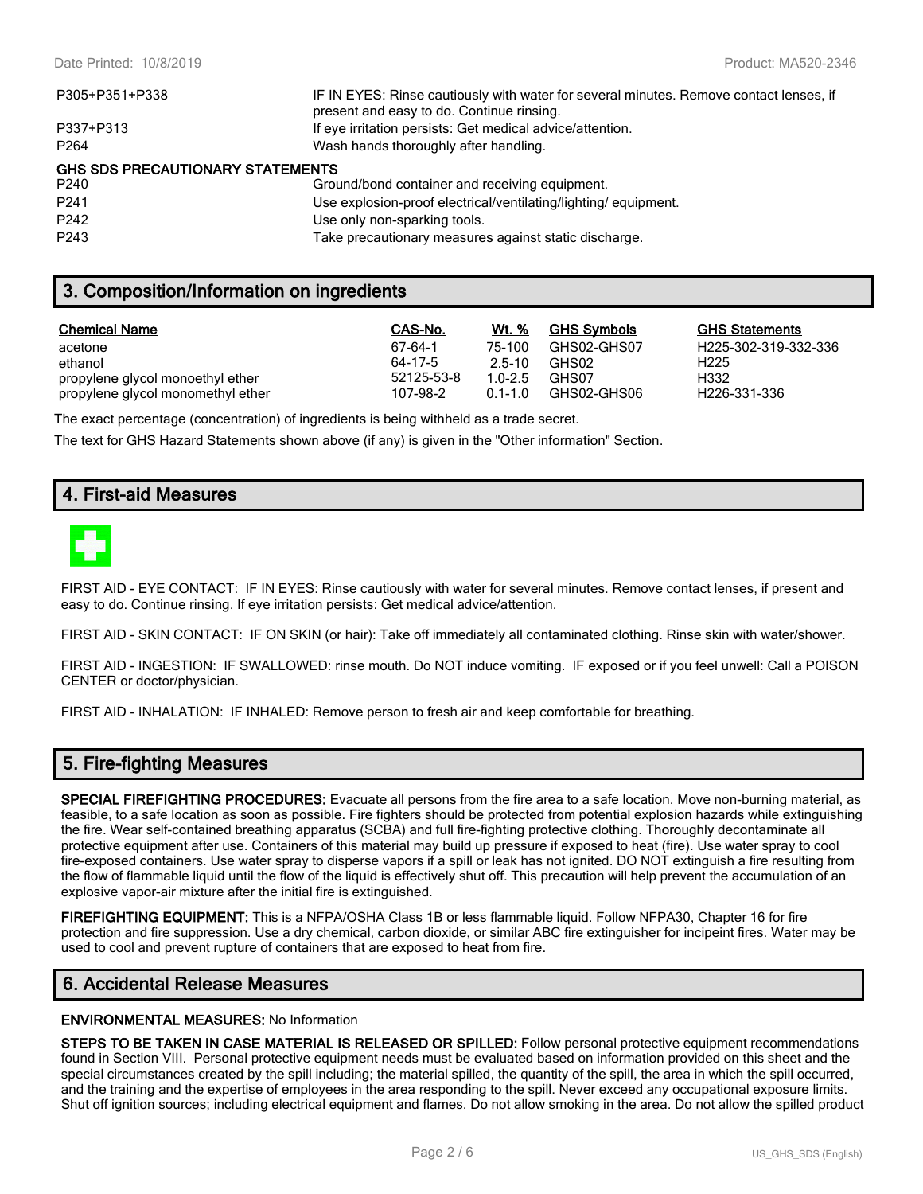| | |
|---|---|
| P305+P351+P338 | IF IN EYES: Rinse cautiously with water for several minutes. Remove contact lenses, if present and easy to do. Continue rinsing. |
| P337+P313 | If eye irritation persists: Get medical advice/attention. |
| P264 | Wash hands thoroughly after handling. |

**GHS SDS PRECAUTIONARY STATEMENTS**

| | |
|---|---|
| P240 | Ground/bond container and receiving equipment. |
| P241 | Use explosion-proof electrical/ventilating/lighting/ equipment. |
| P242 | Use only non-sparking tools. |
| P243 | Take precautionary measures against static discharge. |

## 3. Composition/Information on ingredients

| Chemical Name | CAS-No. | Wt. % | GHS Symbols | GHS Statements |
|---|---|---|---|---|
| acetone | 67-64-1 | 75-100 | GHS02-GHS07 | H225-302-319-332-336 |
| ethanol | 64-17-5 | 2.5-10 | GHS02 | H225 |
| propylene glycol monoethyl ether | 52125-53-8 | 1.0-2.5 | GHS07 | H332 |
| propylene glycol monomethyl ether | 107-98-2 | 0.1-1.0 | GHS02-GHS06 | H226-331-336 |

The exact percentage (concentration) of ingredients is being withheld as a trade secret.

The text for GHS Hazard Statements shown above (if any) is given in the "Other information" Section.

## 4. First-aid Measures

FIRST AID - EYE CONTACT: IF IN EYES: Rinse cautiously with water for several minutes. Remove contact lenses, if present and easy to do. Continue rinsing. If eye irritation persists: Get medical advice/attention.

FIRST AID - SKIN CONTACT: IF ON SKIN (or hair): Take off immediately all contaminated clothing. Rinse skin with water/shower.

FIRST AID - INGESTION: IF SWALLOWED: rinse mouth. Do NOT induce vomiting. IF exposed or if you feel unwell: Call a POISON CENTER or doctor/physician.

FIRST AID - INHALATION: IF INHALED: Remove person to fresh air and keep comfortable for breathing.

## 5. Fire-fighting Measures

**SPECIAL FIREFIGHTING PROCEDURES:** Evacuate all persons from the fire area to a safe location. Move non-burning material, as feasible, to a safe location as soon as possible. Fire fighters should be protected from potential explosion hazards while extinguishing the fire. Wear self-contained breathing apparatus (SCBA) and full fire-fighting protective clothing. Thoroughly decontaminate all protective equipment after use. Containers of this material may build up pressure if exposed to heat (fire). Use water spray to cool fire-exposed containers. Use water spray to disperse vapors if a spill or leak has not ignited. DO NOT extinguish a fire resulting from the flow of flammable liquid until the flow of the liquid is effectively shut off. This precaution will help prevent the accumulation of an explosive vapor-air mixture after the initial fire is extinguished.

**FIREFIGHTING EQUIPMENT:** This is a NFPA/OSHA Class 1B or less flammable liquid. Follow NFPA30, Chapter 16 for fire protection and fire suppression. Use a dry chemical, carbon dioxide, or similar ABC fire extinguisher for incipeint fires. Water may be used to cool and prevent rupture of containers that are exposed to heat from fire.

## 6. Accidental Release Measures

**ENVIRONMENTAL MEASURES:** No Information

**STEPS TO BE TAKEN IN CASE MATERIAL IS RELEASED OR SPILLED:** Follow personal protective equipment recommendations found in Section VIII. Personal protective equipment needs must be evaluated based on information provided on this sheet and the special circumstances created by the spill including; the material spilled, the quantity of the spill, the area in which the spill occurred, and the training and the expertise of employees in the area responding to the spill. Never exceed any occupational exposure limits. Shut off ignition sources; including electrical equipment and flames. Do not allow smoking in the area. Do not allow the spilled product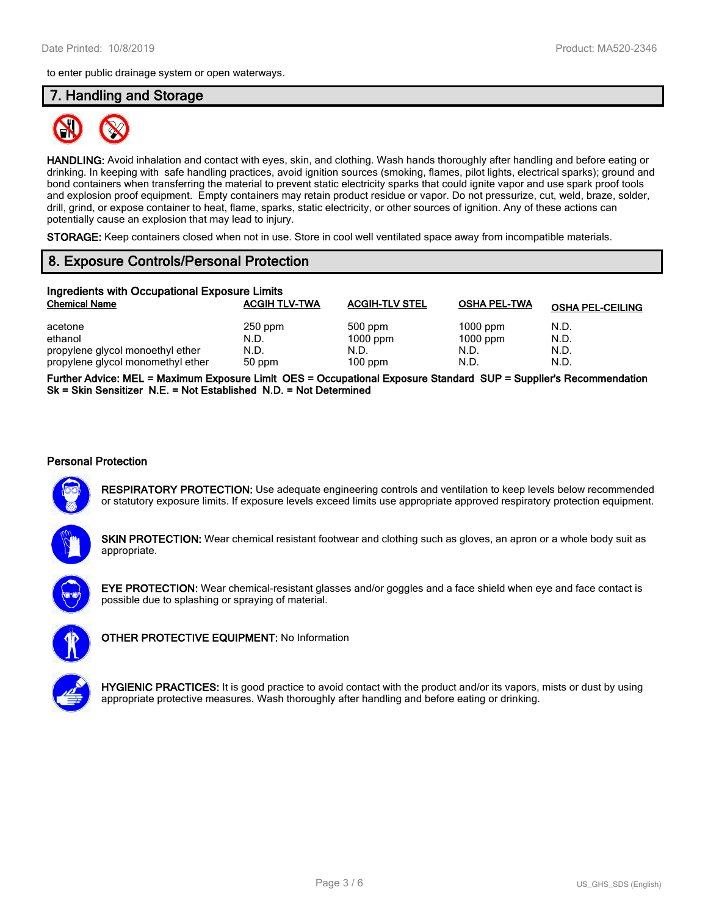to enter public drainage system or open waterways.

## 7. Handling and Storage

**HANDLING:** Avoid inhalation and contact with eyes, skin, and clothing. Wash hands thoroughly after handling and before eating or drinking. In keeping with safe handling practices, avoid ignition sources (smoking, flames, pilot lights, electrical sparks); ground and bond containers when transferring the material to prevent static electricity sparks that could ignite vapor and use spark proof tools and explosion proof equipment. Empty containers may retain product residue or vapor. Do not pressurize, cut, weld, braze, solder, drill, grind, or expose container to heat, flame, sparks, static electricity, or other sources of ignition. Any of these actions can potentially cause an explosion that may lead to injury.

**STORAGE:** Keep containers closed when not in use. Store in cool well ventilated space away from incompatible materials.

## 8. Exposure Controls/Personal Protection

### Ingredients with Occupational Exposure Limits

| Chemical Name | ACGIH TLV-TWA | ACGIH-TLV STEL | OSHA PEL-TWA | OSHA PEL-CEILING |
|---|---|---|---|---|
| acetone | 250 ppm | 500 ppm | 1000 ppm | N.D. |
| ethanol | N.D. | 1000 ppm | 1000 ppm | N.D. |
| propylene glycol monoethyl ether | N.D. | N.D. | N.D. | N.D. |
| propylene glycol monomethyl ether | 50 ppm | 100 ppm | N.D. | N.D. |

**Further Advice: MEL = Maximum Exposure Limit OES = Occupational Exposure Standard SUP = Supplier's Recommendation Sk = Skin Sensitizer N.E. = Not Established N.D. = Not Determined**

### Personal Protection

**RESPIRATORY PROTECTION:** Use adequate engineering controls and ventilation to keep levels below recommended or statutory exposure limits. If exposure levels exceed limits use appropriate approved respiratory protection equipment.

**SKIN PROTECTION:** Wear chemical resistant footwear and clothing such as gloves, an apron or a whole body suit as appropriate.

**EYE PROTECTION:** Wear chemical-resistant glasses and/or goggles and a face shield when eye and face contact is possible due to splashing or spraying of material.

**OTHER PROTECTIVE EQUIPMENT:** No Information

**HYGIENIC PRACTICES:** It is good practice to avoid contact with the product and/or its vapors, mists or dust by using appropriate protective measures. Wash thoroughly after handling and before eating or drinking.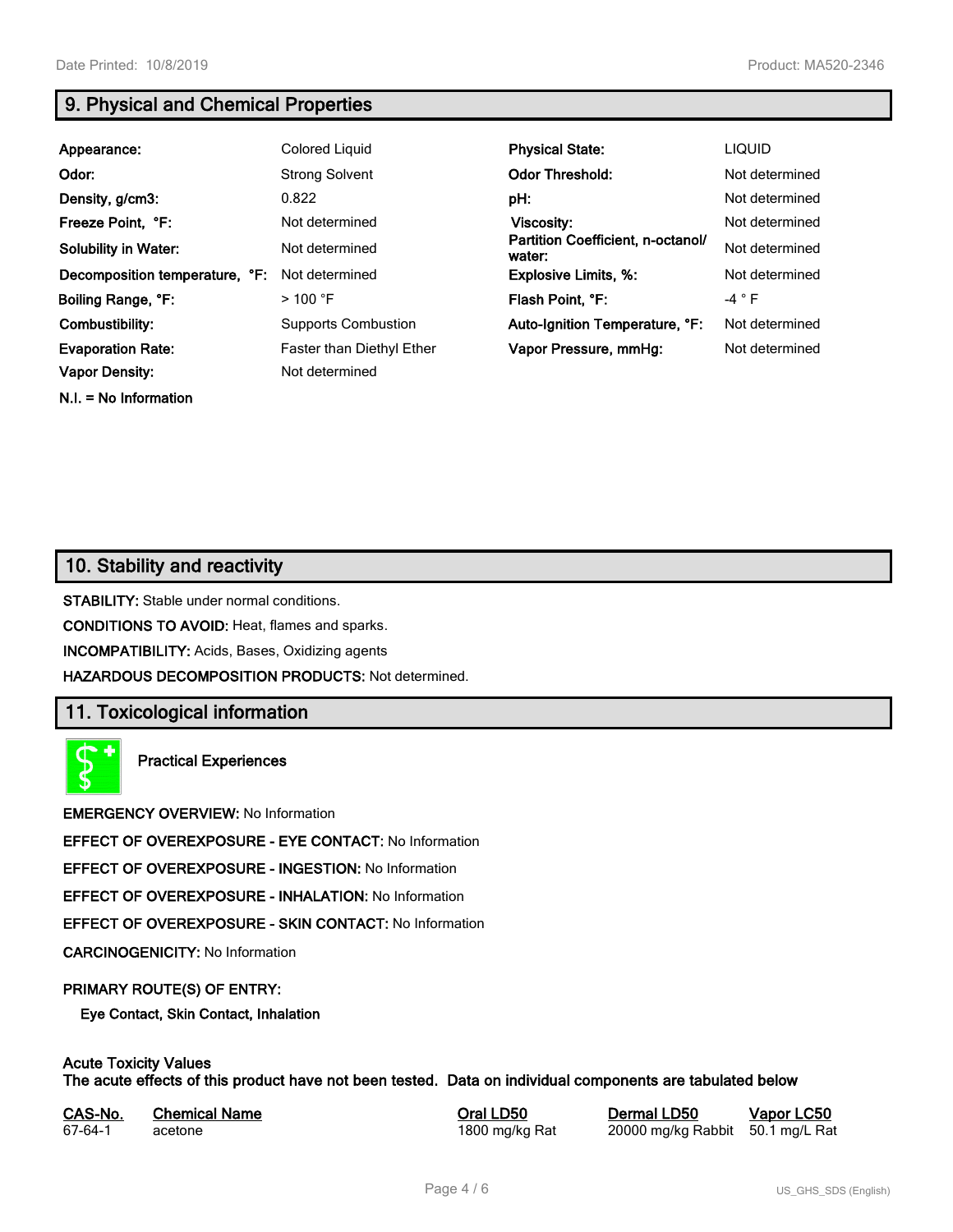## 9. Physical and Chemical Properties

| | | | |
|---|---|---|---|
| **Appearance:** | Colored Liquid | **Physical State:** | LIQUID |
| **Odor:** | Strong Solvent | **Odor Threshold:** | Not determined |
| **Density, g/cm3:** | 0.822 | **pH:** | Not determined |
| **Freeze Point, °F:** | Not determined | **Viscosity:** | Not determined |
| **Solubility in Water:** | Not determined | **Partition Coefficient, n-octanol/ water:** | Not determined |
| **Decomposition temperature, °F:** | Not determined | **Explosive Limits, %:** | Not determined |
| **Boiling Range, °F:** | > 100 °F | **Flash Point, °F:** | -4 ° F |
| **Combustibility:** | Supports Combustion | **Auto-Ignition Temperature, °F:** | Not determined |
| **Evaporation Rate:** | Faster than Diethyl Ether | **Vapor Pressure, mmHg:** | Not determined |
| **Vapor Density:** | Not determined | | |

**N.I. = No Information**

## 10. Stability and reactivity

**STABILITY:** Stable under normal conditions.

**CONDITIONS TO AVOID:** Heat, flames and sparks.

**INCOMPATIBILITY:** Acids, Bases, Oxidizing agents

**HAZARDOUS DECOMPOSITION PRODUCTS:** Not determined.

## 11. Toxicological information

**Practical Experiences**

**EMERGENCY OVERVIEW:** No Information

**EFFECT OF OVEREXPOSURE - EYE CONTACT:** No Information

**EFFECT OF OVEREXPOSURE - INGESTION:** No Information

**EFFECT OF OVEREXPOSURE - INHALATION:** No Information

**EFFECT OF OVEREXPOSURE - SKIN CONTACT:** No Information

**CARCINOGENICITY:** No Information

**PRIMARY ROUTE(S) OF ENTRY:**

**Eye Contact, Skin Contact, Inhalation**

**Acute Toxicity Values**
**The acute effects of this product have not been tested. Data on individual components are tabulated below**

| CAS-No. | Chemical Name | Oral LD50 | Dermal LD50 | Vapor LC50 |
|---|---|---|---|---|
| 67-64-1 | acetone | 1800 mg/kg Rat | 20000 mg/kg Rabbit | 50.1 mg/L Rat |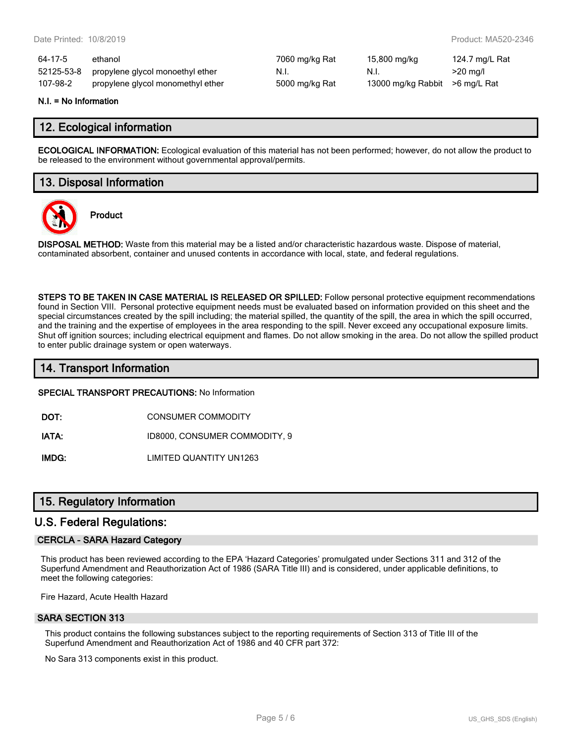| | | | | |
|---|---|---|---|---|
| 64-17-5 | ethanol | 7060 mg/kg Rat | 15,800 mg/kg | 124.7 mg/L Rat |
| 52125-53-8 | propylene glycol monoethyl ether | N.I. | N.I. | >20 mg/l |
| 107-98-2 | propylene glycol monomethyl ether | 5000 mg/kg Rat | 13000 mg/kg Rabbit | >6 mg/L Rat |

**N.I. = No Information**

## 12. Ecological information

**ECOLOGICAL INFORMATION:** Ecological evaluation of this material has not been performed; however, do not allow the product to be released to the environment without governmental approval/permits.

## 13. Disposal Information

**Product**

**DISPOSAL METHOD:** Waste from this material may be a listed and/or characteristic hazardous waste. Dispose of material, contaminated absorbent, container and unused contents in accordance with local, state, and federal regulations.

**STEPS TO BE TAKEN IN CASE MATERIAL IS RELEASED OR SPILLED:** Follow personal protective equipment recommendations found in Section VIII. Personal protective equipment needs must be evaluated based on information provided on this sheet and the special circumstances created by the spill including; the material spilled, the quantity of the spill, the area in which the spill occurred, and the training and the expertise of employees in the area responding to the spill. Never exceed any occupational exposure limits. Shut off ignition sources; including electrical equipment and flames. Do not allow smoking in the area. Do not allow the spilled product to enter public drainage system or open waterways.

## 14. Transport Information

**SPECIAL TRANSPORT PRECAUTIONS:** No Information

**DOT:** CONSUMER COMMODITY

**IATA:** ID8000, CONSUMER COMMODITY, 9

**IMDG:** LIMITED QUANTITY UN1263

## 15. Regulatory Information

## U.S. Federal Regulations:

### CERCLA - SARA Hazard Category

This product has been reviewed according to the EPA 'Hazard Categories' promulgated under Sections 311 and 312 of the Superfund Amendment and Reauthorization Act of 1986 (SARA Title III) and is considered, under applicable definitions, to meet the following categories:

Fire Hazard, Acute Health Hazard

### SARA SECTION 313

This product contains the following substances subject to the reporting requirements of Section 313 of Title III of the Superfund Amendment and Reauthorization Act of 1986 and 40 CFR part 372:

No Sara 313 components exist in this product.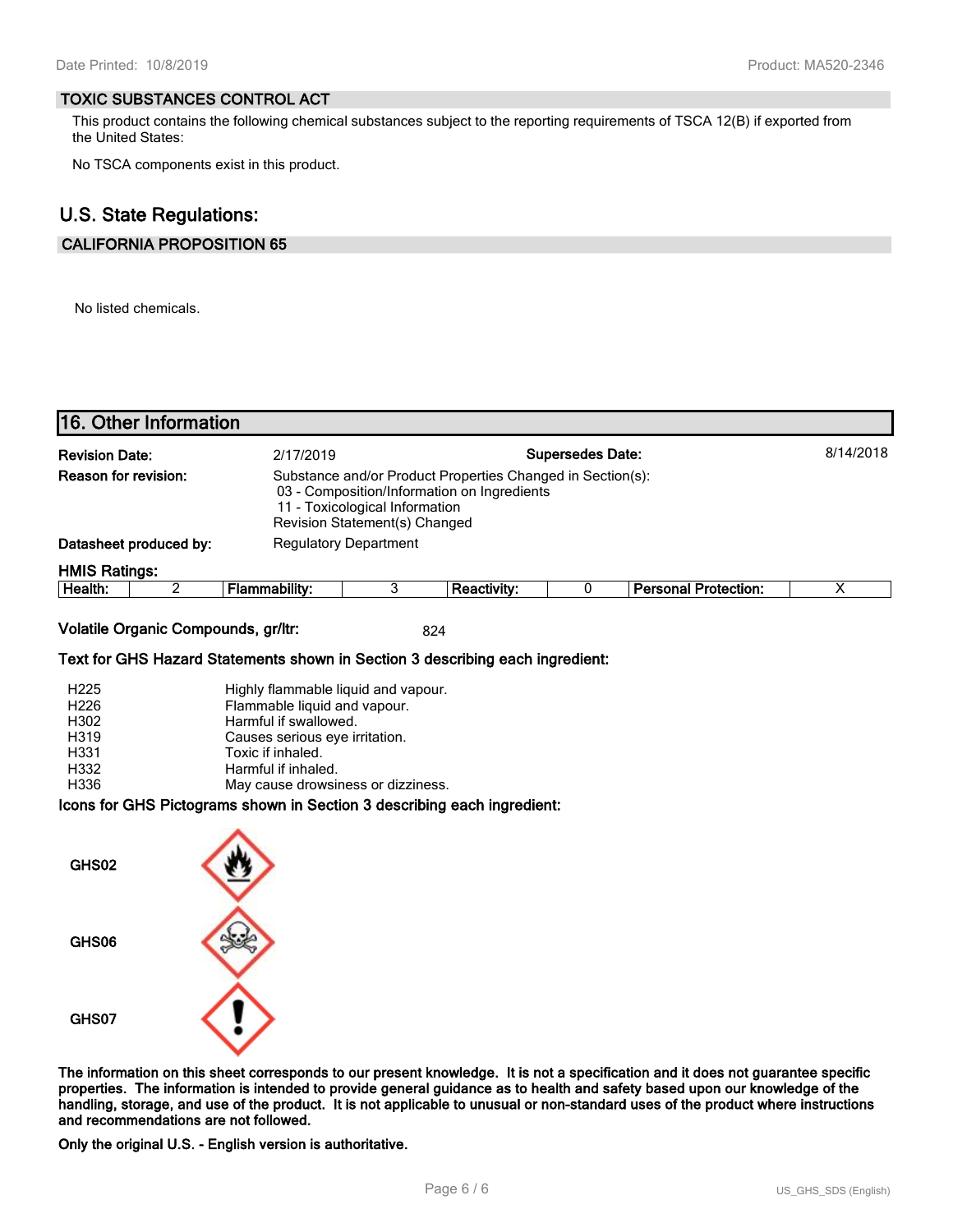### TOXIC SUBSTANCES CONTROL ACT

This product contains the following chemical substances subject to the reporting requirements of TSCA 12(B) if exported from the United States:

No TSCA components exist in this product.

## U.S. State Regulations:

### CALIFORNIA PROPOSITION 65

No listed chemicals.

## 16. Other Information

**Revision Date:** 2/17/2019 **Supersedes Date:** 8/14/2018

**Reason for revision:** Substance and/or Product Properties Changed in Section(s):
03 - Composition/Information on Ingredients
11 - Toxicological Information
Revision Statement(s) Changed

**Datasheet produced by:** Regulatory Department

**HMIS Ratings:**

| Health: | 2 | Flammability: | 3 | Reactivity: | 0 | Personal Protection: | X |
|---|---|---|---|---|---|---|---|

**Volatile Organic Compounds, gr/ltr:** 824

**Text for GHS Hazard Statements shown in Section 3 describing each ingredient:**

| | |
|---|---|
| H225 | Highly flammable liquid and vapour. |
| H226 | Flammable liquid and vapour. |
| H302 | Harmful if swallowed. |
| H319 | Causes serious eye irritation. |
| H331 | Toxic if inhaled. |
| H332 | Harmful if inhaled. |
| H336 | May cause drowsiness or dizziness. |

**Icons for GHS Pictograms shown in Section 3 describing each ingredient:**

GHS02

GHS06

GHS07

**The information on this sheet corresponds to our present knowledge. It is not a specification and it does not guarantee specific properties. The information is intended to provide general guidance as to health and safety based upon our knowledge of the handling, storage, and use of the product. It is not applicable to unusual or non-standard uses of the product where instructions and recommendations are not followed.**

**Only the original U.S. - English version is authoritative.**